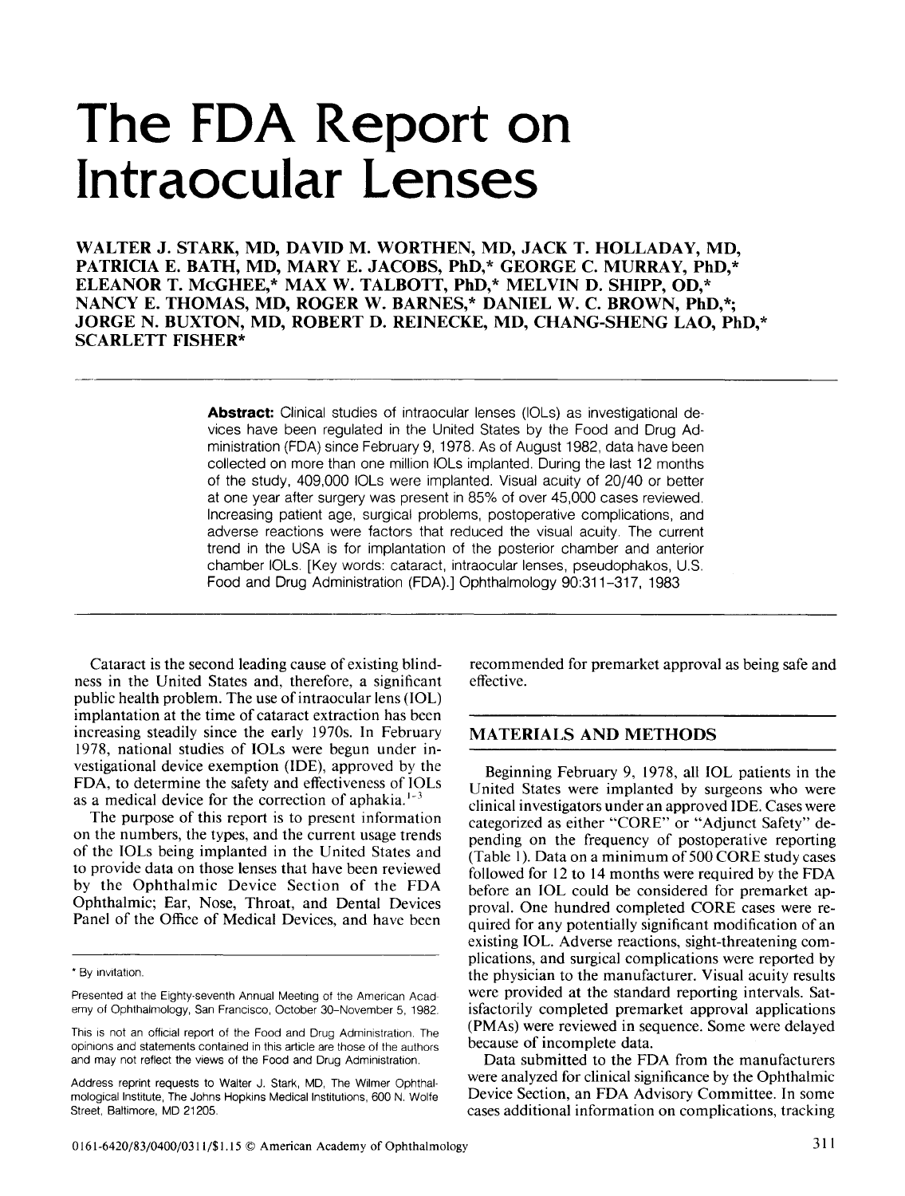# The FDA Report on Intraocular Lenses

**WALTER J. STARK, MD, DAVID M. WORTHEN, MD, JACK T. HOLLADAY, MD, PATRICIA E. BATH, MD, MARY E. JACOBS, PhD,\* GEORGE C. MURRAY, PhD,\* ELEANOR T. McGHEE,\* MAX W. TALBOTT, PhD,\* MELVIN D. SHIPP, OD,\* NANCY E. THOMAS, MD, ROGER W. BARNES,\* DANIEL W. C. BROWN, PhD,\*; JORGE N. BUXTON, MD, ROBERT D. REINECKE, MD, CHANG-SHENG LAO, PhD,\* SCARLETT FISHER\***

**Abstract:** Clinical studies of intraocular lenses (IOLs) as investigational devices have been regulated in the United States by the Food and Drug Administration (FDA) since February 9, 1978. As of August 1982, data have been collected on more than one million IOLs implanted. During the last 12 months of the study, 409,000 IOLs were implanted. Visual acuity of 20/40 or better at one year after surgery was present in 85% of over 45,000 cases reviewed. Increasing patient age, surgical problems, postoperative complications, and adverse reactions were factors that reduced the visual acuity. The current trend in the USA is for implantation of the posterior chamber and anterior chamber IOLs. [Key words: cataract, intraocular lenses, pseudophakos, U.S. Food and Drug Administration (FDA).] Ophthalmology 90:311–317, 1983

Cataract is the second leading cause of existing blindness in the United States and, therefore, a significant public health problem. The use of intraocular lens (IOL) implantation at the time of cataract extraction has been increasing steadily since the early 1970s. In February 1978, national studies of IOLs were begun under investigational device exemption (IDE), approved by the FDA, to determine the safety and effectiveness of IOLs as a medical device for the correction of aphakia.[1-3]

The purpose of this report is to present information on the numbers, the types, and the current usage trends of the IOLs being implanted in the United States and to provide data on those lenses that have been reviewed by the Ophthalmic Device Section of the FDA Ophthalmic; Ear, Nose, Throat, and Dental Devices Panel of the Office of Medical Devices, and have been recommended for premarket approval as being safe and effective.

## MATERIALS AND METHODS

Beginning February 9, 1978, all IOL patients in the United States were implanted by surgeons who were clinical investigators under an approved IDE. Cases were categorized as either "CORE" or "Adjunct Safety" depending on the frequency of postoperative reporting (Table 1). Data on a minimum of 500 CORE study cases followed for 12 to 14 months were required by the FDA before an IOL could be considered for premarket approval. One hundred completed CORE cases were required for any potentially significant modification of an existing IOL. Adverse reactions, sight-threatening complications, and surgical complications were reported by the physician to the manufacturer. Visual acuity results were provided at the standard reporting intervals. Satisfactorily completed premarket approval applications (PMAs) were reviewed in sequence. Some were delayed because of incomplete data.

Data submitted to the FDA from the manufacturers were analyzed for clinical significance by the Ophthalmic Device Section, an FDA Advisory Committee. In some cases additional information on complications, tracking

\* By invitation.

Presented at the Eighty-seventh Annual Meeting of the American Academy of Ophthalmology, San Francisco, October 30–November 5, 1982.

This is not an official report of the Food and Drug Administration. The opinions and statements contained in this article are those of the authors and may not reflect the views of the Food and Drug Administration.

Address reprint requests to Walter J. Stark, MD, The Wilmer Ophthalmological Institute, The Johns Hopkins Medical Institutions, 600 N. Wolfe Street, Baltimore, MD 21205.

0161-6420/83/0400/0311/$1.15 © American Academy of Ophthalmology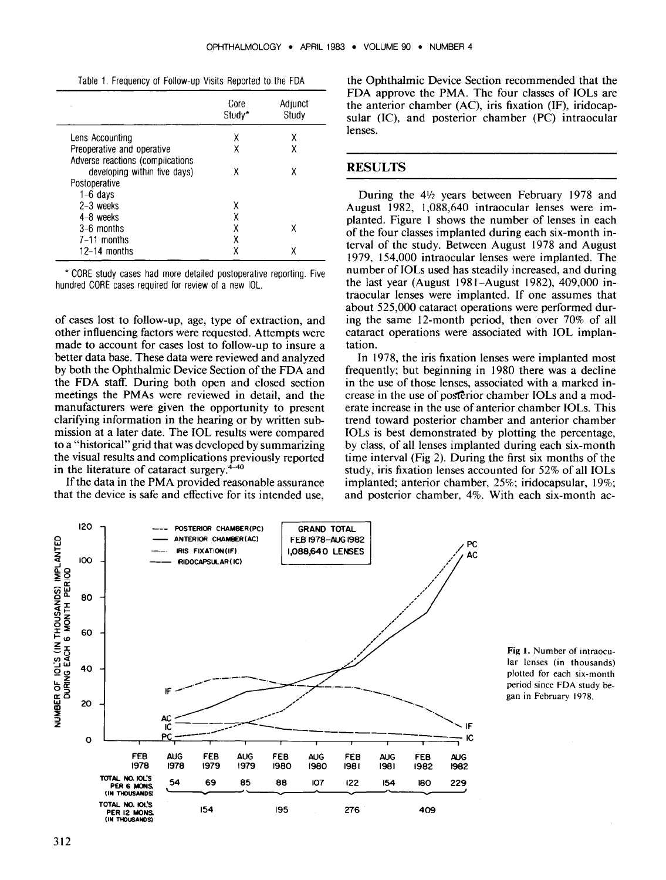Table 1. Frequency of Follow-up Visits Reported to the FDA

| | Core Study* | Adjunct Study |
|---|---|---|
| Lens Accounting | X | X |
| Preoperative and operative | X | X |
| Adverse reactions (complications developing within five days) | X | X |
| Postoperative | | |
| 1–6 days | | |
| 2–3 weeks | X | |
| 4–8 weeks | X | |
| 3–6 months | X | X |
| 7–11 months | X | |
| 12–14 months | X | X |

\* CORE study cases had more detailed postoperative reporting. Five hundred CORE cases required for review of a new IOL.

of cases lost to follow-up, age, type of extraction, and other influencing factors were requested. Attempts were made to account for cases lost to follow-up to insure a better data base. These data were reviewed and analyzed by both the Ophthalmic Device Section of the FDA and the FDA staff. During both open and closed section meetings the PMAs were reviewed in detail, and the manufacturers were given the opportunity to present clarifying information in the hearing or by written submission at a later date. The IOL results were compared to a "historical" grid that was developed by summarizing the visual results and complications previously reported in the literature of cataract surgery.[4–40]

If the data in the PMA provided reasonable assurance that the device is safe and effective for its intended use, the Ophthalmic Device Section recommended that the FDA approve the PMA. The four classes of IOLs are the anterior chamber (AC), iris fixation (IF), iridocapsular (IC), and posterior chamber (PC) intraocular lenses.

## RESULTS

During the 4½ years between February 1978 and August 1982, 1,088,640 intraocular lenses were implanted. Figure 1 shows the number of lenses in each of the four classes implanted during each six-month interval of the study. Between August 1978 and August 1979, 154,000 intraocular lenses were implanted. The number of IOLs used has steadily increased, and during the last year (August 1981–August 1982), 409,000 intraocular lenses were implanted. If one assumes that about 525,000 cataract operations were performed during the same 12-month period, then over 70% of all cataract operations were associated with IOL implantation.

In 1978, the iris fixation lenses were implanted most frequently; but beginning in 1980 there was a decline in the use of those lenses, associated with a marked increase in the use of posterior chamber IOLs and a moderate increase in the use of anterior chamber IOLs. This trend toward posterior chamber and anterior chamber IOLs is best demonstrated by plotting the percentage, by class, of all lenses implanted during each six-month time interval (Fig 2). During the first six months of the study, iris fixation lenses accounted for 52% of all IOLs implanted; anterior chamber, 25%; iridocapsular, 19%; and posterior chamber, 4%. With each six-month ac-

Fig 1. Number of intraocular lenses (in thousands) plotted for each six-month period since FDA study began in February 1978.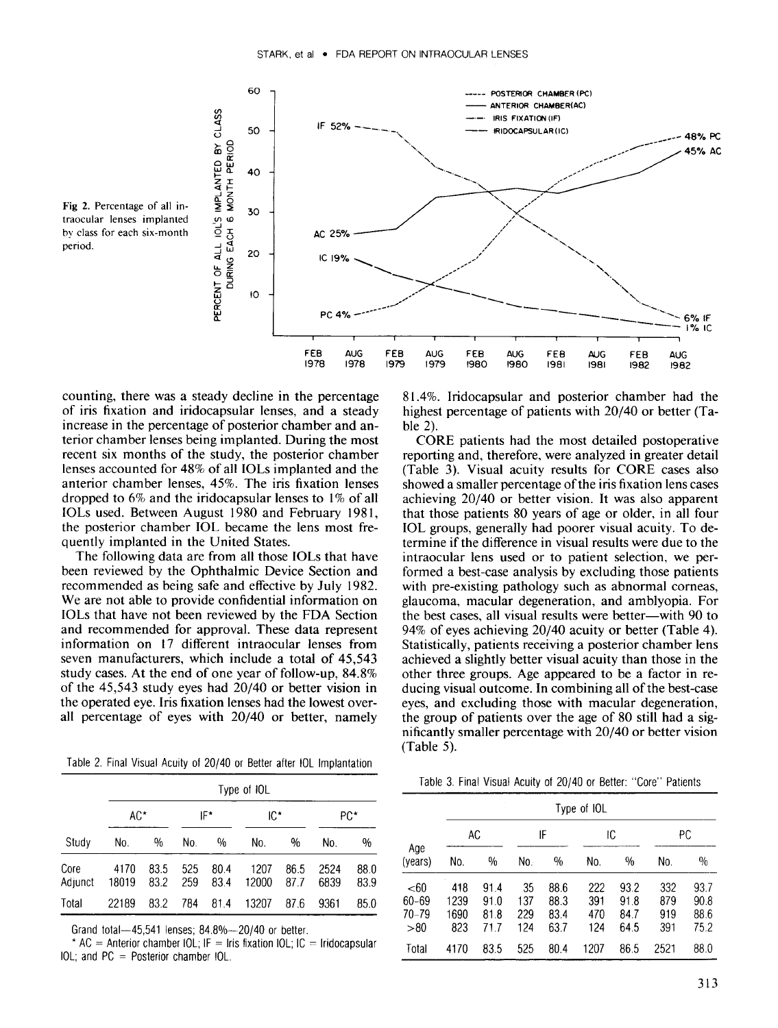Fig 2. Percentage of all intraocular lenses implanted by class for each six-month period.

counting, there was a steady decline in the percentage of iris fixation and iridocapsular lenses, and a steady increase in the percentage of posterior chamber and anterior chamber lenses being implanted. During the most recent six months of the study, the posterior chamber lenses accounted for 48% of all IOLs implanted and the anterior chamber lenses, 45%. The iris fixation lenses dropped to 6% and the iridocapsular lenses to 1% of all IOLs used. Between August 1980 and February 1981, the posterior chamber IOL became the lens most frequently implanted in the United States.

The following data are from all those IOLs that have been reviewed by the Ophthalmic Device Section and recommended as being safe and effective by July 1982. We are not able to provide confidential information on IOLs that have not been reviewed by the FDA Section and recommended for approval. These data represent information on 17 different intraocular lenses from seven manufacturers, which include a total of 45,543 study cases. At the end of one year of follow-up, 84.8% of the 45,543 study eyes had 20/40 or better vision in the operated eye. Iris fixation lenses had the lowest overall percentage of eyes with 20/40 or better, namely 81.4%. Iridocapsular and posterior chamber had the highest percentage of patients with 20/40 or better (Table 2).

Table 2. Final Visual Acuity of 20/40 or Better after IOL Implantation

| | Type of IOL | | | | | | | |
|---|---|---|---|---|---|---|---|---|
| | AC* | | IF* | | IC* | | PC* | |
| Study | No. | % | No. | % | No. | % | No. | % |
| Core | 4170 | 83.5 | 525 | 80.4 | 1207 | 86.5 | 2524 | 88.0 |
| Adjunct | 18019 | 83.2 | 259 | 83.4 | 12000 | 87.7 | 6839 | 83.9 |
| Total | 22189 | 83.2 | 784 | 81.4 | 13207 | 87.6 | 9361 | 85.0 |

Grand total—45,541 lenses; 84.8%—20/40 or better.

\* AC = Anterior chamber IOL; IF = Iris fixation IOL; IC = Iridocapsular IOL; and PC = Posterior chamber IOL.

CORE patients had the most detailed postoperative reporting and, therefore, were analyzed in greater detail (Table 3). Visual acuity results for CORE cases also showed a smaller percentage of the iris fixation lens cases achieving 20/40 or better vision. It was also apparent that those patients 80 years of age or older, in all four IOL groups, generally had poorer visual acuity. To determine if the difference in visual results were due to the intraocular lens used or to patient selection, we performed a best-case analysis by excluding those patients with pre-existing pathology such as abnormal corneas, glaucoma, macular degeneration, and amblyopia. For the best cases, all visual results were better—with 90 to 94% of eyes achieving 20/40 acuity or better (Table 4). Statistically, patients receiving a posterior chamber lens achieved a slightly better visual acuity than those in the other three groups. Age appeared to be a factor in reducing visual outcome. In combining all of the best-case eyes, and excluding those with macular degeneration, the group of patients over the age of 80 still had a significantly smaller percentage with 20/40 or better vision (Table 5).

Table 3. Final Visual Acuity of 20/40 or Better: "Core" Patients

| | Type of IOL | | | | | | | |
|---|---|---|---|---|---|---|---|---|
| | AC | | IF | | IC | | PC | |
| Age (years) | No. | % | No. | % | No. | % | No. | % |
| <60 | 418 | 91.4 | 35 | 88.6 | 222 | 93.2 | 332 | 93.7 |
| 60–69 | 1239 | 91.0 | 137 | 88.3 | 391 | 91.8 | 879 | 90.8 |
| 70–79 | 1690 | 81.8 | 229 | 83.4 | 470 | 84.7 | 919 | 88.6 |
| >80 | 823 | 71.7 | 124 | 63.7 | 124 | 64.5 | 391 | 75.2 |
| Total | 4170 | 83.5 | 525 | 80.4 | 1207 | 86.5 | 2521 | 88.0 |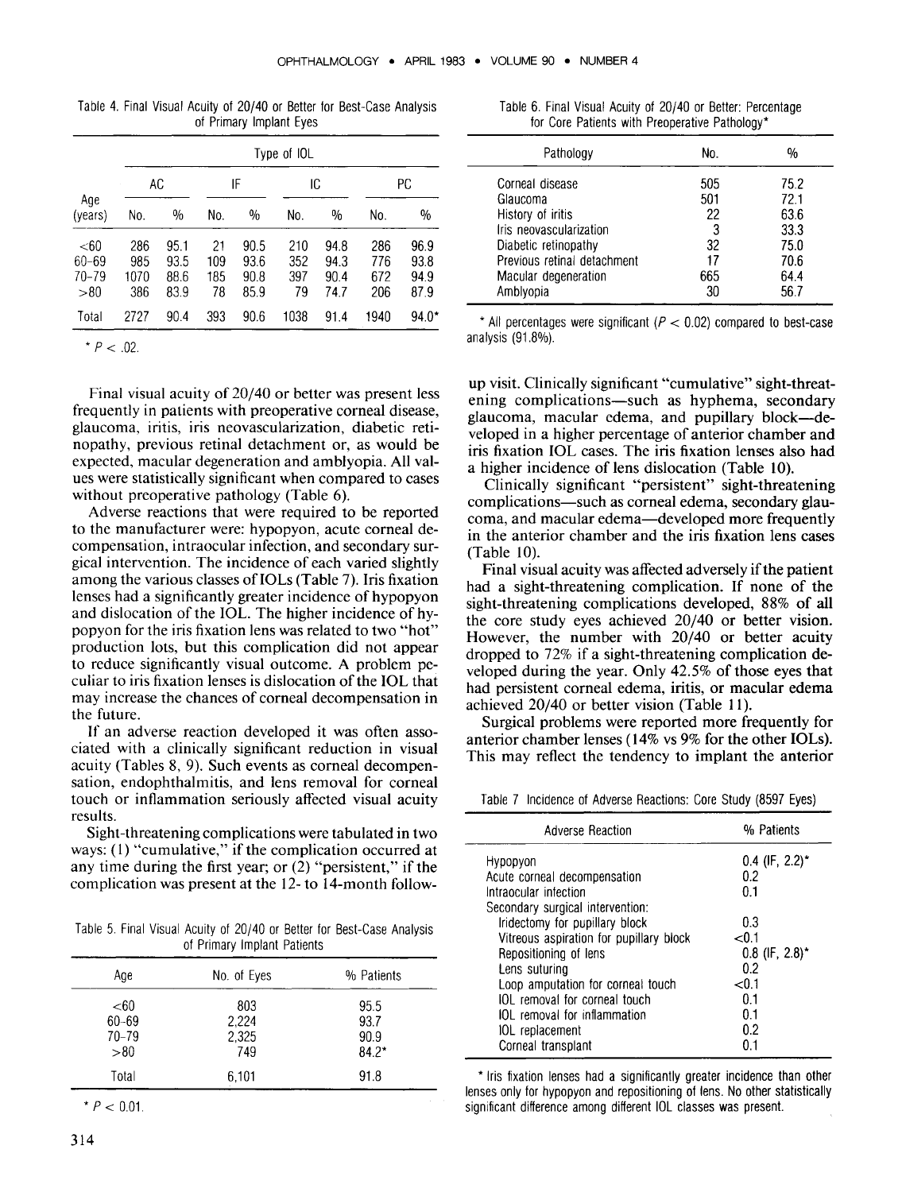Table 4. Final Visual Acuity of 20/40 or Better for Best-Case Analysis of Primary Implant Eyes

| Age (years) | AC | | IF | | IC | | PC | |
|---|---|---|---|---|---|---|---|---|
| | No. | % | No. | % | No. | % | No. | % |
| <60 | 286 | 95.1 | 21 | 90.5 | 210 | 94.8 | 286 | 96.9 |
| 60–69 | 985 | 93.5 | 109 | 93.6 | 352 | 94.3 | 776 | 93.8 |
| 70–79 | 1070 | 88.6 | 185 | 90.8 | 397 | 90.4 | 672 | 94.9 |
| >80 | 386 | 83.9 | 78 | 85.9 | 79 | 74.7 | 206 | 87.9 |
| Total | 2727 | 90.4 | 393 | 90.6 | 1038 | 91.4 | 1940 | 94.0* |

Type of IOL.

\* $P < .02$.

Final visual acuity of 20/40 or better was present less frequently in patients with preoperative corneal disease, glaucoma, iritis, iris neovascularization, diabetic retinopathy, previous retinal detachment or, as would be expected, macular degeneration and amblyopia. All values were statistically significant when compared to cases without preoperative pathology (Table 6).

Adverse reactions that were required to be reported to the manufacturer were: hypopyon, acute corneal decompensation, intraocular infection, and secondary surgical intervention. The incidence of each varied slightly among the various classes of IOLs (Table 7). Iris fixation lenses had a significantly greater incidence of hypopyon and dislocation of the IOL. The higher incidence of hypopyon for the iris fixation lens was related to two "hot" production lots, but this complication did not appear to reduce significantly visual outcome. A problem peculiar to iris fixation lenses is dislocation of the IOL that may increase the chances of corneal decompensation in the future.

If an adverse reaction developed it was often associated with a clinically significant reduction in visual acuity (Tables 8, 9). Such events as corneal decompensation, endophthalmitis, and lens removal for corneal touch or inflammation seriously affected visual acuity results.

Sight-threatening complications were tabulated in two ways: (1) "cumulative," if the complication occurred at any time during the first year; or (2) "persistent," if the complication was present at the 12- to 14-month follow-up visit. Clinically significant "cumulative" sight-threatening complications—such as hyphema, secondary glaucoma, macular edema, and pupillary block—developed in a higher percentage of anterior chamber and iris fixation IOL cases. The iris fixation lenses also had a higher incidence of lens dislocation (Table 10).

Table 5. Final Visual Acuity of 20/40 or Better for Best-Case Analysis of Primary Implant Patients

| Age | No. of Eyes | % Patients |
|---|---|---|
| <60 | 803 | 95.5 |
| 60–69 | 2,224 | 93.7 |
| 70–79 | 2,325 | 90.9 |
| >80 | 749 | 84.2* |
| Total | 6,101 | 91.8 |

\* $P < 0.01$.

Table 6. Final Visual Acuity of 20/40 or Better: Percentage for Core Patients with Preoperative Pathology*

| Pathology | No. | % |
|---|---|---|
| Corneal disease | 505 | 75.2 |
| Glaucoma | 501 | 72.1 |
| History of iritis | 22 | 63.6 |
| Iris neovascularization | 3 | 33.3 |
| Diabetic retinopathy | 32 | 75.0 |
| Previous retinal detachment | 17 | 70.6 |
| Macular degeneration | 665 | 64.4 |
| Amblyopia | 30 | 56.7 |

\* All percentages were significant ($P < 0.02$) compared to best-case analysis (91.8%).

Clinically significant "persistent" sight-threatening complications—such as corneal edema, secondary glaucoma, and macular edema—developed more frequently in the anterior chamber and the iris fixation lens cases (Table 10).

Final visual acuity was affected adversely if the patient had a sight-threatening complication. If none of the sight-threatening complications developed, 88% of all the core study eyes achieved 20/40 or better vision. However, the number with 20/40 or better acuity dropped to 72% if a sight-threatening complication developed during the year. Only 42.5% of those eyes that had persistent corneal edema, iritis, or macular edema achieved 20/40 or better vision (Table 11).

Surgical problems were reported more frequently for anterior chamber lenses (14% vs 9% for the other IOLs). This may reflect the tendency to implant the anterior

Table 7 Incidence of Adverse Reactions: Core Study (8597 Eyes)

| Adverse Reaction | % Patients |
|---|---|
| Hypopyon | 0.4 (IF, 2.2)* |
| Acute corneal decompensation | 0.2 |
| Intraocular infection | 0.1 |
| Secondary surgical intervention: | |
| Iridectomy for pupillary block | 0.3 |
| Vitreous aspiration for pupillary block | <0.1 |
| Repositioning of lens | 0.8 (IF, 2.8)* |
| Lens suturing | 0.2 |
| Loop amputation for corneal touch | <0.1 |
| IOL removal for corneal touch | 0.1 |
| IOL removal for inflammation | 0.1 |
| IOL replacement | 0.2 |
| Corneal transplant | 0.1 |

\* Iris fixation lenses had a significantly greater incidence than other lenses only for hypopyon and repositioning of lens. No other statistically significant difference among different IOL classes was present.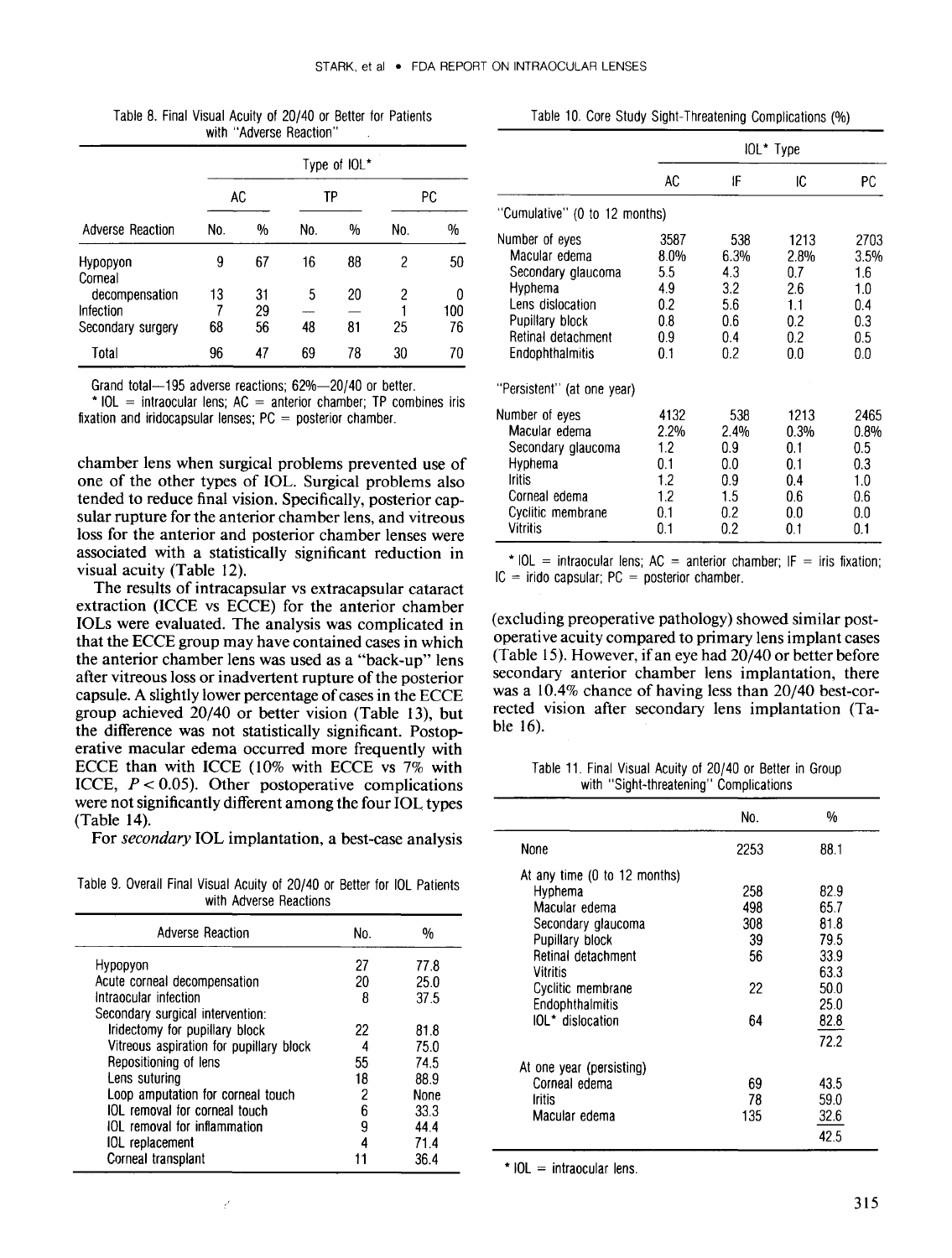Table 8. Final Visual Acuity of 20/40 or Better for Patients with "Adverse Reaction"

| | Type of IOL* | | | | | |
|---|---|---|---|---|---|---|
| | AC | | TP | | PC | |
| Adverse Reaction | No. | % | No. | % | No. | % |
| Hypopyon | 9 | 67 | 16 | 88 | 2 | 50 |
| Corneal decompensation | 13 | 31 | 5 | 20 | 2 | 0 |
| Infection | 7 | 29 | — | — | 1 | 100 |
| Secondary surgery | 68 | 56 | 48 | 81 | 25 | 76 |
| Total | 96 | 47 | 69 | 78 | 30 | 70 |

Grand total—195 adverse reactions; 62%—20/40 or better.

* IOL = intraocular lens; AC = anterior chamber; TP combines iris fixation and iridocapsular lenses; PC = posterior chamber.

chamber lens when surgical problems prevented use of one of the other types of IOL. Surgical problems also tended to reduce final vision. Specifically, posterior capsular rupture for the anterior chamber lens, and vitreous loss for the anterior and posterior chamber lenses were associated with a statistically significant reduction in visual acuity (Table 12).

The results of intracapsular vs extracapsular cataract extraction (ICCE vs ECCE) for the anterior chamber IOLs were evaluated. The analysis was complicated in that the ECCE group may have contained cases in which the anterior chamber lens was used as a "back-up" lens after vitreous loss or inadvertent rupture of the posterior capsule. A slightly lower percentage of cases in the ECCE group achieved 20/40 or better vision (Table 13), but the difference was not statistically significant. Postoperative macular edema occurred more frequently with ECCE than with ICCE (10% with ECCE vs 7% with ICCE, $P < 0.05$). Other postoperative complications were not significantly different among the four IOL types (Table 14).

For *secondary* IOL implantation, a best-case analysis (excluding preoperative pathology) showed similar postoperative acuity compared to primary lens implant cases (Table 15). However, if an eye had 20/40 or better before secondary anterior chamber lens implantation, there was a 10.4% chance of having less than 20/40 best-corrected vision after secondary lens implantation (Table 16).

Table 9. Overall Final Visual Acuity of 20/40 or Better for IOL Patients with Adverse Reactions

| Adverse Reaction | No. | % |
|---|---|---|
| Hypopyon | 27 | 77.8 |
| Acute corneal decompensation | 20 | 25.0 |
| Intraocular infection | 8 | 37.5 |
| Secondary surgical intervention: | | |
| Iridectomy for pupillary block | 22 | 81.8 |
| Vitreous aspiration for pupillary block | 4 | 75.0 |
| Repositioning of lens | 55 | 74.5 |
| Lens suturing | 18 | 88.9 |
| Loop amputation for corneal touch | 2 | None |
| IOL removal for corneal touch | 6 | 33.3 |
| IOL removal for inflammation | 9 | 44.4 |
| IOL replacement | 4 | 71.4 |
| Corneal transplant | 11 | 36.4 |

Table 10. Core Study Sight-Threatening Complications (%)

| | IOL* Type | | | |
|---|---|---|---|---|
| | AC | IF | IC | PC |
| "Cumulative" (0 to 12 months) | | | | |
| Number of eyes | 3587 | 538 | 1213 | 2703 |
| Macular edema | 8.0% | 6.3% | 2.8% | 3.5% |
| Secondary glaucoma | 5.5 | 4.3 | 0.7 | 1.6 |
| Hyphema | 4.9 | 3.2 | 2.6 | 1.0 |
| Lens dislocation | 0.2 | 5.6 | 1.1 | 0.4 |
| Pupillary block | 0.8 | 0.6 | 0.2 | 0.3 |
| Retinal detachment | 0.9 | 0.4 | 0.2 | 0.5 |
| Endophthalmitis | 0.1 | 0.2 | 0.0 | 0.0 |
| "Persistent" (at one year) | | | | |
| Number of eyes | 4132 | 538 | 1213 | 2465 |
| Macular edema | 2.2% | 2.4% | 0.3% | 0.8% |
| Secondary glaucoma | 1.2 | 0.9 | 0.1 | 0.5 |
| Hyphema | 0.1 | 0.0 | 0.1 | 0.3 |
| Iritis | 1.2 | 0.9 | 0.4 | 1.0 |
| Corneal edema | 1.2 | 1.5 | 0.6 | 0.6 |
| Cyclitic membrane | 0.1 | 0.2 | 0.0 | 0.0 |
| Vitritis | 0.1 | 0.2 | 0.1 | 0.1 |

* IOL = intraocular lens; AC = anterior chamber; IF = iris fixation; IC = irido capsular; PC = posterior chamber.

Table 11. Final Visual Acuity of 20/40 or Better in Group with "Sight-threatening" Complications

| | No. | % |
|---|---|---|
| None | 2253 | 88.1 |
| At any time (0 to 12 months) | | |
| Hyphema | 258 | 82.9 |
| Macular edema | 498 | 65.7 |
| Secondary glaucoma | 308 | 81.8 |
| Pupillary block | 39 | 79.5 |
| Retinal detachment | 56 | 33.9 |
| Vitritis | | 63.3 |
| Cyclitic membrane | 22 | 50.0 |
| Endophthalmitis | | 25.0 |
| IOL* dislocation | 64 | 82.8 |
| | | 72.2 |
| At one year (persisting) | | |
| Corneal edema | 69 | 43.5 |
| Iritis | 78 | 59.0 |
| Macular edema | 135 | 32.6 |
| | | 42.5 |

* IOL = intraocular lens.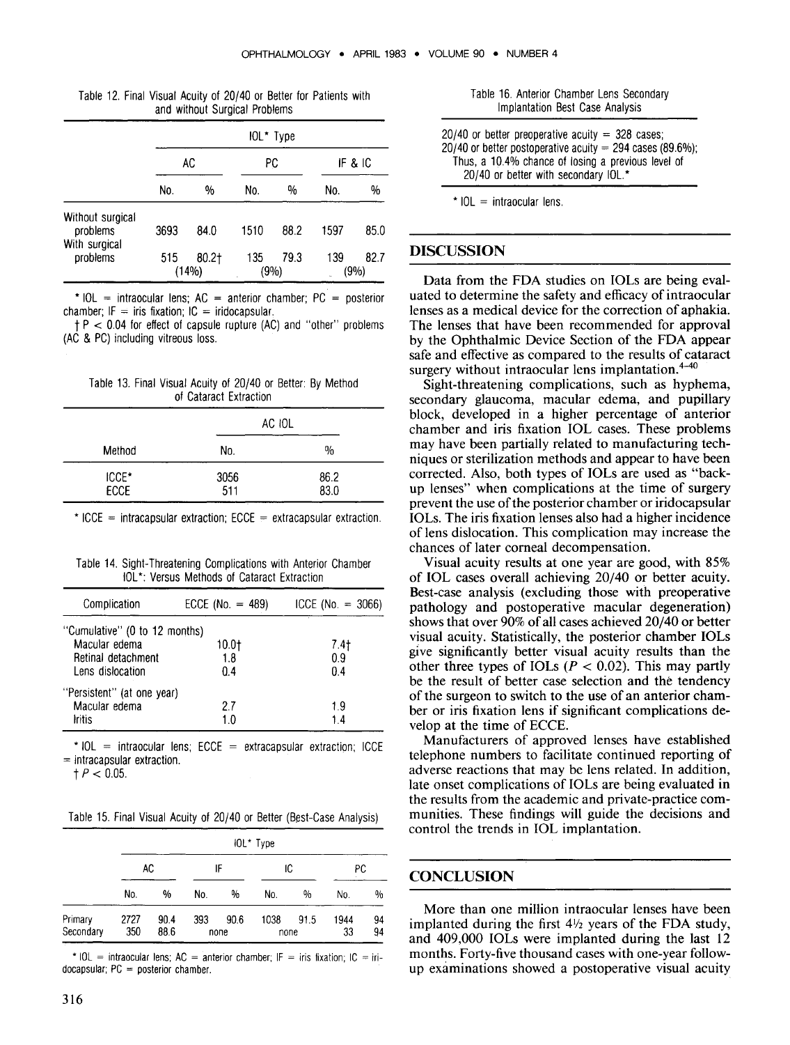Table 12. Final Visual Acuity of 20/40 or Better for Patients with and without Surgical Problems

| | IOL* Type | | | | | |
|---|---|---|---|---|---|---|
| | AC | | PC | | IF & IC | |
| | No. | % | No. | % | No. | % |
| Without surgical problems | 3693 | 84.0 | 1510 | 88.2 | 1597 | 85.0 |
| With surgical problems | 515 (14%) | 80.2† | 135 (9%) | 79.3 | 139 (9%) | 82.7 |

* IOL = intraocular lens; AC = anterior chamber; PC = posterior chamber; IF = iris fixation; IC = iridocapsular.
† P < 0.04 for effect of capsule rupture (AC) and "other" problems (AC & PC) including vitreous loss.

Table 13. Final Visual Acuity of 20/40 or Better: By Method of Cataract Extraction

| | AC IOL | |
|---|---|---|
| Method | No. | % |
| ICCE* | 3056 | 86.2 |
| ECCE | 511 | 83.0 |

* ICCE = intracapsular extraction; ECCE = extracapsular extraction.

Table 14. Sight-Threatening Complications with Anterior Chamber IOL*: Versus Methods of Cataract Extraction

| Complication | ECCE (No. = 489) | ICCE (No. = 3066) |
|---|---|---|
| "Cumulative" (0 to 12 months) | | |
| Macular edema | 10.0† | 7.4† |
| Retinal detachment | 1.8 | 0.9 |
| Lens dislocation | 0.4 | 0.4 |
| "Persistent" (at one year) | | |
| Macular edema | 2.7 | 1.9 |
| Iritis | 1.0 | 1.4 |

* IOL = intraocular lens; ECCE = extracapsular extraction; ICCE = intracapsular extraction.
† $P < 0.05$.

Table 15. Final Visual Acuity of 20/40 or Better (Best-Case Analysis)

| | IOL* Type | | | | | | | |
|---|---|---|---|---|---|---|---|---|
| | AC | | IF | | IC | | PC | |
| | No. | % | No. | % | No. | % | No. | % |
| Primary | 2727 | 90.4 | 393 | 90.6 | 1038 | 91.5 | 1944 | 94 |
| Secondary | 350 | 88.6 | none | | none | | 33 | 94 |

* IOL = intraocular lens; AC = anterior chamber; IF = iris fixation; IC = iridocapsular; PC = posterior chamber.

Table 16. Anterior Chamber Lens Secondary Implantation Best Case Analysis

20/40 or better preoperative acuity = 328 cases;
20/40 or better postoperative acuity = 294 cases (89.6%);
Thus, a 10.4% chance of losing a previous level of 20/40 or better with secondary IOL.*

* IOL = intraocular lens.

## DISCUSSION

Data from the FDA studies on IOLs are being evaluated to determine the safety and efficacy of intraocular lenses as a medical device for the correction of aphakia. The lenses that have been recommended for approval by the Ophthalmic Device Section of the FDA appear safe and effective as compared to the results of cataract surgery without intraocular lens implantation.[4-40]

Sight-threatening complications, such as hyphema, secondary glaucoma, macular edema, and pupillary block, developed in a higher percentage of anterior chamber and iris fixation IOL cases. These problems may have been partially related to manufacturing techniques or sterilization methods and appear to have been corrected. Also, both types of IOLs are used as "backup lenses" when complications at the time of surgery prevent the use of the posterior chamber or iridocapsular IOLs. The iris fixation lenses also had a higher incidence of lens dislocation. This complication may increase the chances of later corneal decompensation.

Visual acuity results at one year are good, with 85% of IOL cases overall achieving 20/40 or better acuity. Best-case analysis (excluding those with preoperative pathology and postoperative macular degeneration) shows that over 90% of all cases achieved 20/40 or better visual acuity. Statistically, the posterior chamber IOLs give significantly better visual acuity results than the other three types of IOLs ($P < 0.02$). This may partly be the result of better case selection and the tendency of the surgeon to switch to the use of an anterior chamber or iris fixation lens if significant complications develop at the time of ECCE.

Manufacturers of approved lenses have established telephone numbers to facilitate continued reporting of adverse reactions that may be lens related. In addition, late onset complications of IOLs are being evaluated in the results from the academic and private-practice communities. These findings will guide the decisions and control the trends in IOL implantation.

## CONCLUSION

More than one million intraocular lenses have been implanted during the first 4½ years of the FDA study, and 409,000 IOLs were implanted during the last 12 months. Forty-five thousand cases with one-year follow-up examinations showed a postoperative visual acuity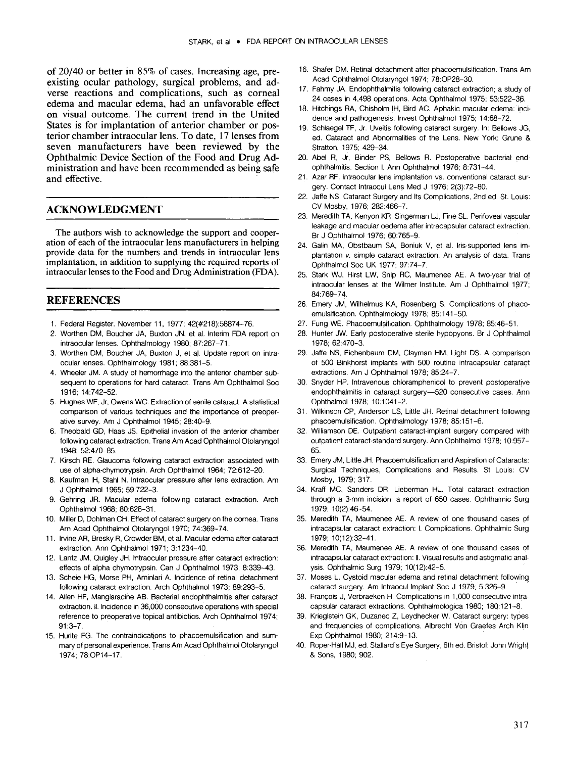of 20/40 or better in 85% of cases. Increasing age, preexisting ocular pathology, surgical problems, and adverse reactions and complications, such as corneal edema and macular edema, had an unfavorable effect on visual outcome. The current trend in the United States is for implantation of anterior chamber or posterior chamber intraocular lens. To date, 17 lenses from seven manufacturers have been reviewed by the Ophthalmic Device Section of the Food and Drug Administration and have been recommended as being safe and effective.

## ACKNOWLEDGMENT

The authors wish to acknowledge the support and cooperation of each of the intraocular lens manufacturers in helping provide data for the numbers and trends in intraocular lens implantation, in addition to supplying the required reports of intraocular lenses to the Food and Drug Administration (FDA).

## REFERENCES

1. Federal Register. November 11, 1977; 42(#218):58874-76.
2. Worthen DM, Boucher JA, Buxton JN, et al. Interim FDA report on intraocular lenses. Ophthalmology 1980; 87:267-71.
3. Worthen DM, Boucher JA, Buxton J, et al. Update report on intraocular lenses. Ophthalmology 1981; 88:381-5.
4. Wheeler JM. A study of hemorrhage into the anterior chamber subsequent to operations for hard cataract. Trans Am Ophthalmol Soc 1916; 14:742-52.
5. Hughes WF, Jr, Owens WC. Extraction of senile cataract. A statistical comparison of various techniques and the importance of preoperative survey. Am J Ophthalmol 1945; 28:40-9.
6. Theobald GD, Haas JS. Epithelial invasion of the anterior chamber following cataract extraction. Trans Am Acad Ophthalmol Otolaryngol 1948; 52:470-85.
7. Kirsch RE. Glaucoma following cataract extraction associated with use of alpha-chymotrypsin. Arch Ophthalmol 1964; 72:612-20.
8. Kaufman IH, Stahl N. Intraocular pressure after lens extraction. Am J Ophthalmol 1965; 59:722-3.
9. Gehring JR. Macular edema following cataract extraction. Arch Ophthalmol 1968; 80:626-31.
10. Miller D, Dohlman CH. Effect of cataract surgery on the cornea. Trans Am Acad Ophthalmol Otolaryngol 1970; 74:369-74.
11. Irvine AR, Bresky R, Crowder BM, et al. Macular edema after cataract extraction. Ann Ophthalmol 1971; 3:1234-40.
12. Lantz JM, Quigley JH. Intraocular pressure after cataract extraction: effects of alpha chymotrypsin. Can J Ophthalmol 1973; 8:339-43.
13. Scheie HG, Morse PH, Aminlari A. Incidence of retinal detachment following cataract extraction. Arch Ophthalmol 1973; 89:293-5.
14. Allen HF, Mangiaracine AB. Bacterial endophthalmitis after cataract extraction. II. Incidence in 36,000 consecutive operations with special reference to preoperative topical antibiotics. Arch Ophthalmol 1974; 91:3-7.
15. Hurite FG. The contraindications to phacoemulsification and summary of personal experience. Trans Am Acad Ophthalmol Otolaryngol 1974; 78:OP14-17.
16. Shafer DM. Retinal detachment after phacoemulsification. Trans Am Acad Ophthalmol Otolaryngol 1974; 78:OP28-30.
17. Fahmy JA. Endophthalmitis following cataract extraction; a study of 24 cases in 4,498 operations. Acta Ophthalmol 1975; 53:522-36.
18. Hitchings RA, Chisholm IH, Bird AC. Aphakic macular edema: incidence and pathogenesis. Invest Ophthalmol 1975; 14:68-72.
19. Schlaegel TF, Jr. Uveitis following cataract surgery. In: Bellows JG, ed. Cataract and Abnormalities of the Lens. New York: Grune & Stratton, 1975; 429-34.
20. Abel R, Jr, Binder PS, Bellows R. Postoperative bacterial endophthalmitis. Section I. Ann Ophthalmol 1976; 8:731-44.
21. Azar RF. Intraocular lens implantation vs. conventional cataract surgery. Contact Intraocul Lens Med J 1976; 2(3):72-80.
22. Jaffe NS. Cataract Surgery and Its Complications, 2nd ed. St. Louis: CV Mosby, 1976; 282:466-7.
23. Meredith TA, Kenyon KR, Singerman LJ, Fine SL. Perifoveal vascular leakage and macular oedema after intracapsular cataract extraction. Br J Ophthalmol 1976; 60:765-9.
24. Galin MA, Obstbaum SA, Boniuk V, et al. Iris-supported lens implantation *v.* simple cataract extraction. An analysis of data. Trans Ophthalmol Soc UK 1977; 97:74-7.
25. Stark WJ, Hirst LW, Snip RC, Maumenee AE. A two-year trial of intraocular lenses at the Wilmer Institute. Am J Ophthalmol 1977; 84:769-74.
26. Emery JM, Wilhelmus KA, Rosenberg S. Complications of phacoemulsification. Ophthalmology 1978; 85:141-50.
27. Fung WE. Phacoemulsification. Ophthalmology 1978; 85:46-51.
28. Hunter JW. Early postoperative sterile hypopyons. Br J Ophthalmol 1978; 62:470-3.
29. Jaffe NS, Eichenbaum DM, Clayman HM, Light DS. A comparison of 500 Binkhorst implants with 500 routine intracapsular cataract extractions. Am J Ophthalmol 1978; 85:24-7.
30. Snyder HP. Intravenous chloramphenicol to prevent postoperative endophthalmitis in cataract surgery—520 consecutive cases. Ann Ophthalmol 1978; 10:1041-2.
31. Wilkinson CP, Anderson LS, Little JH. Retinal detachment following phacoemulsification. Ophthalmology 1978; 85:151-6.
32. Williamson DE. Outpatient cataract-implant surgery compared with outpatient cataract-standard surgery. Ann Ophthalmol 1978; 10:957-65.
33. Emery JM, Little JH. Phacoemulsification and Aspiration of Cataracts: Surgical Techniques, Complications and Results. St Louis: CV Mosby, 1979; 317.
34. Kraff MC, Sanders DR, Lieberman HL. Total cataract extraction through a 3-mm incision: a report of 650 cases. Ophthalmic Surg 1979; 10(2):46-54.
35. Meredith TA, Maumenee AE. A review of one thousand cases of intracapsular cataract extraction: I. Complications. Ophthalmic Surg 1979; 10(12):32-41.
36. Meredith TA, Maumenee AE. A review of one thousand cases of intracapsular cataract extraction: II. Visual results and astigmatic analysis. Ophthalmic Surg 1979; 10(12):42-5.
37. Moses L. Cystoid macular edema and retinal detachment following cataract surgery. Am Intraocul Implant Soc J 1979; 5:326-9.
38. François J, Verbraeken H. Complications in 1,000 consecutive intracapsular cataract extractions. Ophthalmologica 1980; 180:121-8.
39. Krieglstein GK, Duzanec Z, Leydhecker W. Cataract surgery: types and frequencies of complications. Albrecht Von Graefes Arch Klin Exp Ophthalmol 1980; 214:9-13.
40. Roper-Hall MJ, ed. Stallard's Eye Surgery, 6th ed. Bristol: John Wright & Sons, 1980; 902.